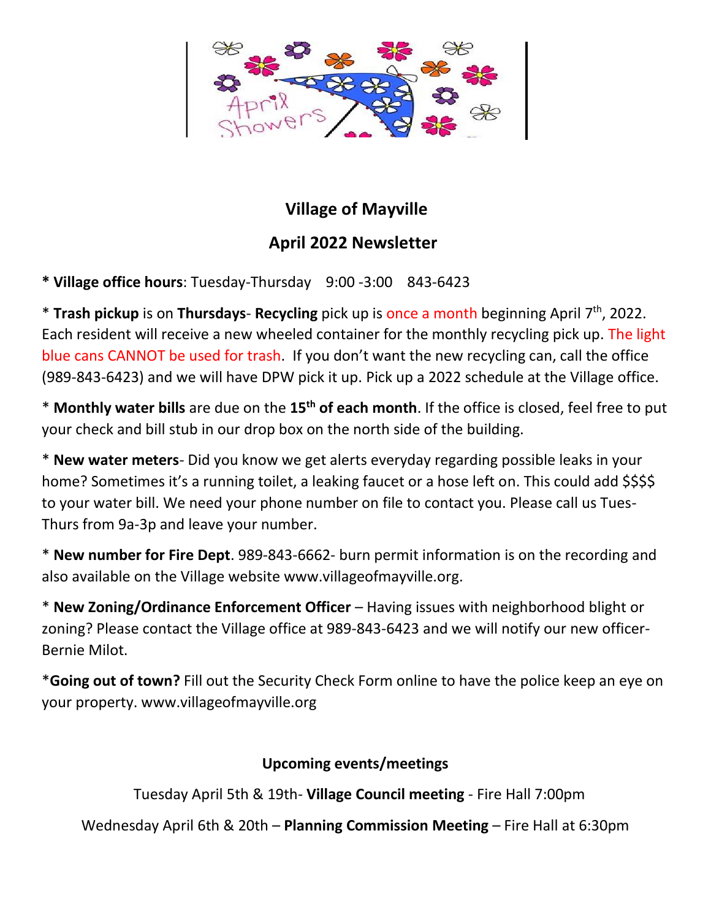## Village of Mayville

## April 2022 Newsletter

* **Village office hours**: Tuesday-Thursday 9:00 -3:00 843-6423

* **Trash pickup** is on **Thursdays**- **Recycling** pick up is once a month beginning April 7th, 2022. Each resident will receive a new wheeled container for the monthly recycling pick up. The light blue cans CANNOT be used for trash. If you don't want the new recycling can, call the office (989-843-6423) and we will have DPW pick it up. Pick up a 2022 schedule at the Village office.

* **Monthly water bills** are due on the **15th of each month**. If the office is closed, feel free to put your check and bill stub in our drop box on the north side of the building.

* **New water meters**- Did you know we get alerts everyday regarding possible leaks in your home? Sometimes it's a running toilet, a leaking faucet or a hose left on. This could add $$$$ to your water bill. We need your phone number on file to contact you. Please call us Tues-Thurs from 9a-3p and leave your number.

* **New number for Fire Dept**. 989-843-6662- burn permit information is on the recording and also available on the Village website www.villageofmayville.org.

* **New Zoning/Ordinance Enforcement Officer** – Having issues with neighborhood blight or zoning? Please contact the Village office at 989-843-6423 and we will notify our new officer- Bernie Milot.

* **Going out of town?** Fill out the Security Check Form online to have the police keep an eye on your property. www.villageofmayville.org

### Upcoming events/meetings

Tuesday April 5th & 19th- **Village Council meeting** - Fire Hall 7:00pm

Wednesday April 6th & 20th – **Planning Commission Meeting** – Fire Hall at 6:30pm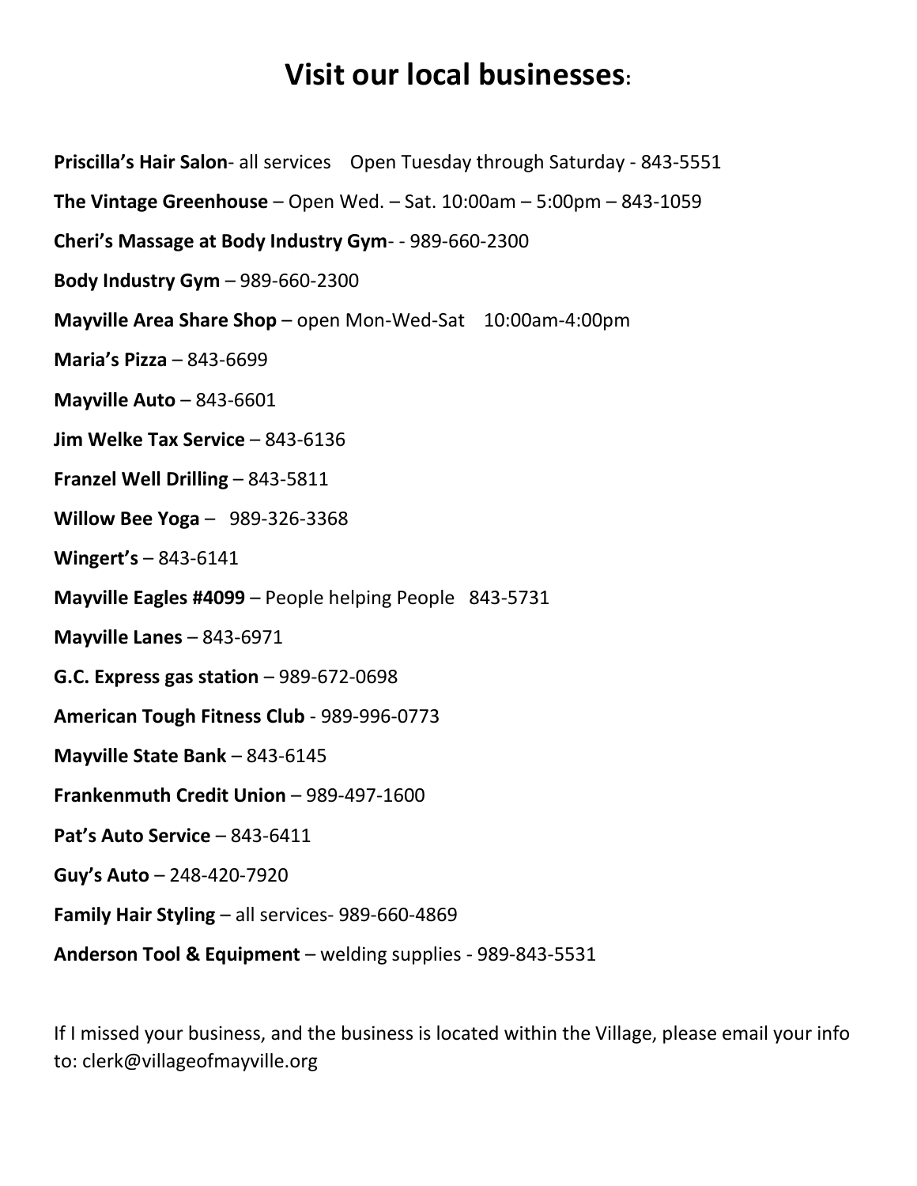# Visit our local businesses:

**Priscilla's Hair Salon**- all services Open Tuesday through Saturday - 843-5551

**The Vintage Greenhouse** – Open Wed. – Sat. 10:00am – 5:00pm – 843-1059

**Cheri's Massage at Body Industry Gym**- - 989-660-2300

**Body Industry Gym** – 989-660-2300

**Mayville Area Share Shop** – open Mon-Wed-Sat 10:00am-4:00pm

**Maria's Pizza** – 843-6699

**Mayville Auto** – 843-6601

**Jim Welke Tax Service** – 843-6136

**Franzel Well Drilling** – 843-5811

**Willow Bee Yoga** – 989-326-3368

**Wingert's** – 843-6141

**Mayville Eagles #4099** – People helping People 843-5731

**Mayville Lanes** – 843-6971

**G.C. Express gas station** – 989-672-0698

**American Tough Fitness Club** - 989-996-0773

**Mayville State Bank** – 843-6145

**Frankenmuth Credit Union** – 989-497-1600

**Pat's Auto Service** – 843-6411

**Guy's Auto** – 248-420-7920

**Family Hair Styling** – all services- 989-660-4869

**Anderson Tool & Equipment** – welding supplies - 989-843-5531

If I missed your business, and the business is located within the Village, please email your info to: clerk@villageofmayville.org